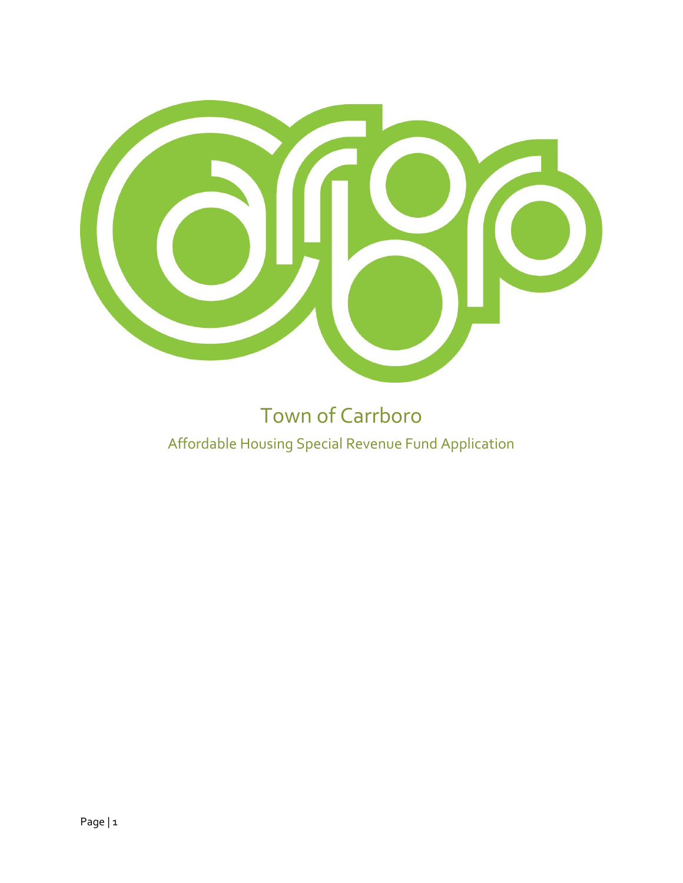# Town of Carrboro

## Affordable Housing Special Revenue Fund Application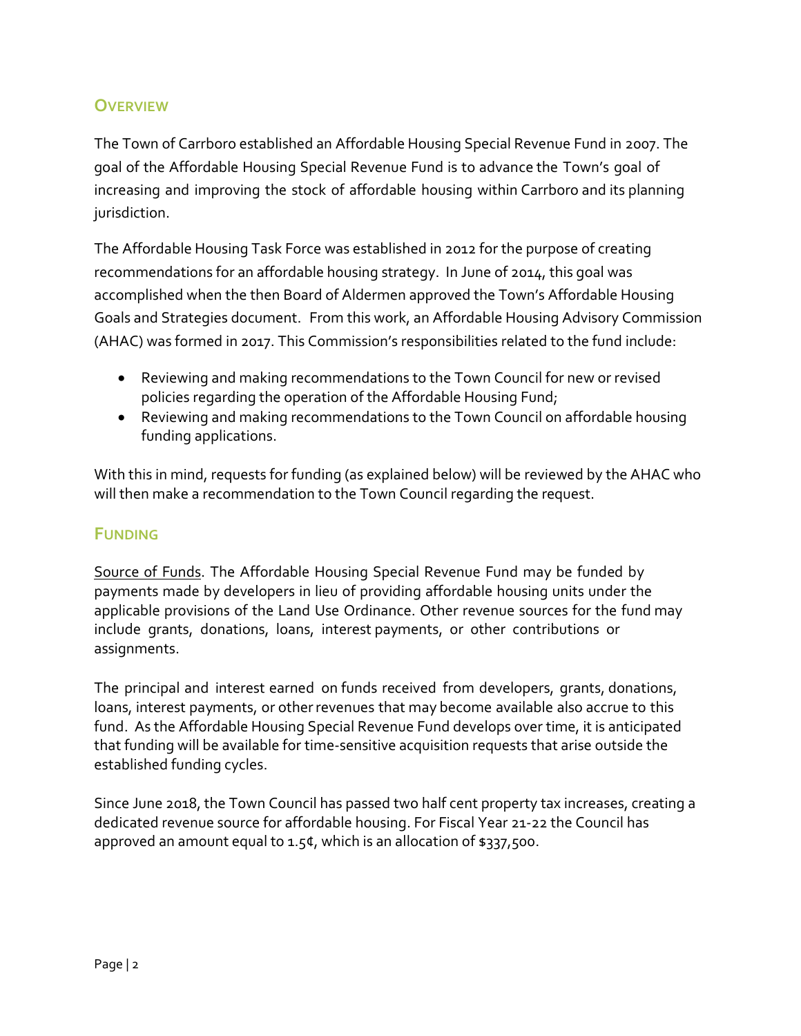## Overview

The Town of Carrboro established an Affordable Housing Special Revenue Fund in 2007. The goal of the Affordable Housing Special Revenue Fund is to advance the Town's goal of increasing and improving the stock of affordable housing within Carrboro and its planning jurisdiction.

The Affordable Housing Task Force was established in 2012 for the purpose of creating recommendations for an affordable housing strategy. In June of 2014, this goal was accomplished when the then Board of Aldermen approved the Town's Affordable Housing Goals and Strategies document. From this work, an Affordable Housing Advisory Commission (AHAC) was formed in 2017. This Commission's responsibilities related to the fund include:

- Reviewing and making recommendations to the Town Council for new or revised policies regarding the operation of the Affordable Housing Fund;
- Reviewing and making recommendations to the Town Council on affordable housing funding applications.

With this in mind, requests for funding (as explained below) will be reviewed by the AHAC who will then make a recommendation to the Town Council regarding the request.

## Funding

<u>Source of Funds</u>. The Affordable Housing Special Revenue Fund may be funded by payments made by developers in lieu of providing affordable housing units under the applicable provisions of the Land Use Ordinance. Other revenue sources for the fund may include grants, donations, loans, interest payments, or other contributions or assignments.

The principal and interest earned on funds received from developers, grants, donations, loans, interest payments, or other revenues that may become available also accrue to this fund. As the Affordable Housing Special Revenue Fund develops over time, it is anticipated that funding will be available for time-sensitive acquisition requests that arise outside the established funding cycles.

Since June 2018, the Town Council has passed two half cent property tax increases, creating a dedicated revenue source for affordable housing. For Fiscal Year 21-22 the Council has approved an amount equal to 1.5¢, which is an allocation of $337,500.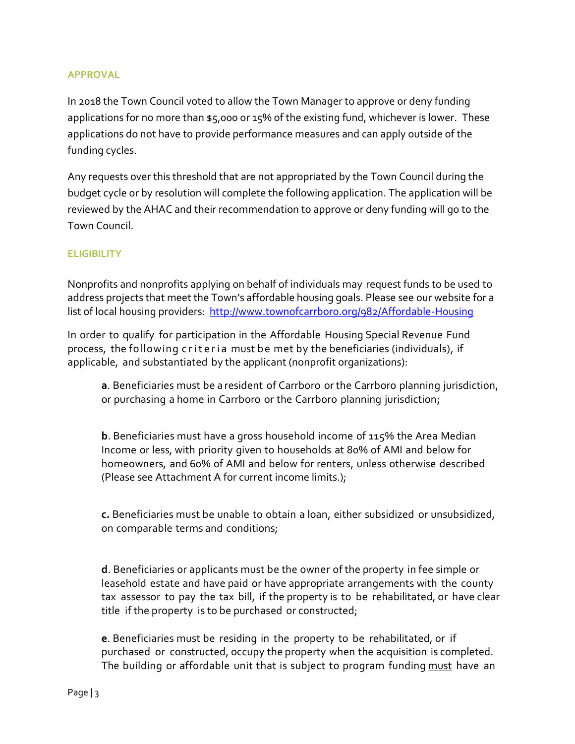## APPROVAL

In 2018 the Town Council voted to allow the Town Manager to approve or deny funding applications for no more than $5,000 or 15% of the existing fund, whichever is lower. These applications do not have to provide performance measures and can apply outside of the funding cycles.

Any requests over this threshold that are not appropriated by the Town Council during the budget cycle or by resolution will complete the following application. The application will be reviewed by the AHAC and their recommendation to approve or deny funding will go to the Town Council.

## ELIGIBILITY

Nonprofits and nonprofits applying on behalf of individuals may request funds to be used to address projects that meet the Town's affordable housing goals. Please see our website for a list of local housing providers: [http://www.townofcarrboro.org/982/Affordable-Housing](http://www.townofcarrboro.org/982/Affordable-Housing)

In order to qualify for participation in the Affordable Housing Special Revenue Fund process, the following criteria must be met by the beneficiaries (individuals), if applicable, and substantiated by the applicant (nonprofit organizations):

> **a**. Beneficiaries must be a resident of Carrboro or the Carrboro planning jurisdiction, or purchasing a home in Carrboro or the Carrboro planning jurisdiction;
>
> **b**. Beneficiaries must have a gross household income of 115% the Area Median Income or less, with priority given to households at 80% of AMI and below for homeowners, and 60% of AMI and below for renters, unless otherwise described (Please see Attachment A for current income limits.);
>
> **c.** Beneficiaries must be unable to obtain a loan, either subsidized or unsubsidized, on comparable terms and conditions;
>
> **d**. Beneficiaries or applicants must be the owner of the property in fee simple or leasehold estate and have paid or have appropriate arrangements with the county tax assessor to pay the tax bill, if the property is to be rehabilitated, or have clear title if the property is to be purchased or constructed;
>
> **e**. Beneficiaries must be residing in the property to be rehabilitated, or if purchased or constructed, occupy the property when the acquisition is completed. The building or affordable unit that is subject to program funding must have an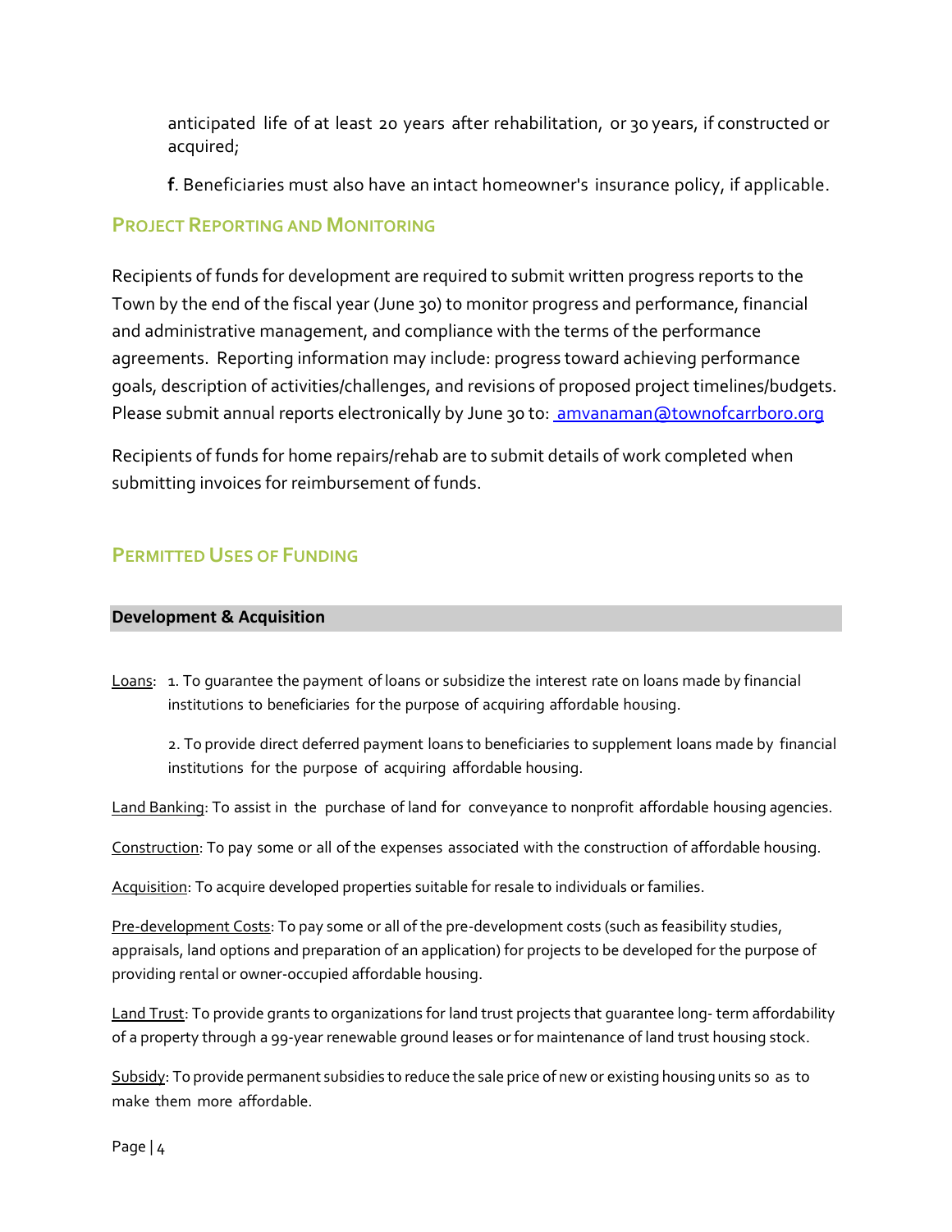anticipated life of at least 20 years after rehabilitation, or 30 years, if constructed or acquired;

**f**. Beneficiaries must also have an intact homeowner's insurance policy, if applicable.

## PROJECT REPORTING AND MONITORING

Recipients of funds for development are required to submit written progress reports to the Town by the end of the fiscal year (June 30) to monitor progress and performance, financial and administrative management, and compliance with the terms of the performance agreements. Reporting information may include: progress toward achieving performance goals, description of activities/challenges, and revisions of proposed project timelines/budgets. Please submit annual reports electronically by June 30 to: amvanaman@townofcarrboro.org

Recipients of funds for home repairs/rehab are to submit details of work completed when submitting invoices for reimbursement of funds.

## PERMITTED USES OF FUNDING

### Development & Acquisition

Loans: 1. To guarantee the payment of loans or subsidize the interest rate on loans made by financial institutions to beneficiaries for the purpose of acquiring affordable housing.

2. To provide direct deferred payment loans to beneficiaries to supplement loans made by financial institutions for the purpose of acquiring affordable housing.

Land Banking: To assist in the purchase of land for conveyance to nonprofit affordable housing agencies.

Construction: To pay some or all of the expenses associated with the construction of affordable housing.

Acquisition: To acquire developed properties suitable for resale to individuals or families.

Pre-development Costs: To pay some or all of the pre-development costs (such as feasibility studies, appraisals, land options and preparation of an application) for projects to be developed for the purpose of providing rental or owner-occupied affordable housing.

Land Trust: To provide grants to organizations for land trust projects that guarantee long- term affordability of a property through a 99-year renewable ground leases or for maintenance of land trust housing stock.

Subsidy: To provide permanent subsidies to reduce the sale price of new or existing housing units so as to make them more affordable.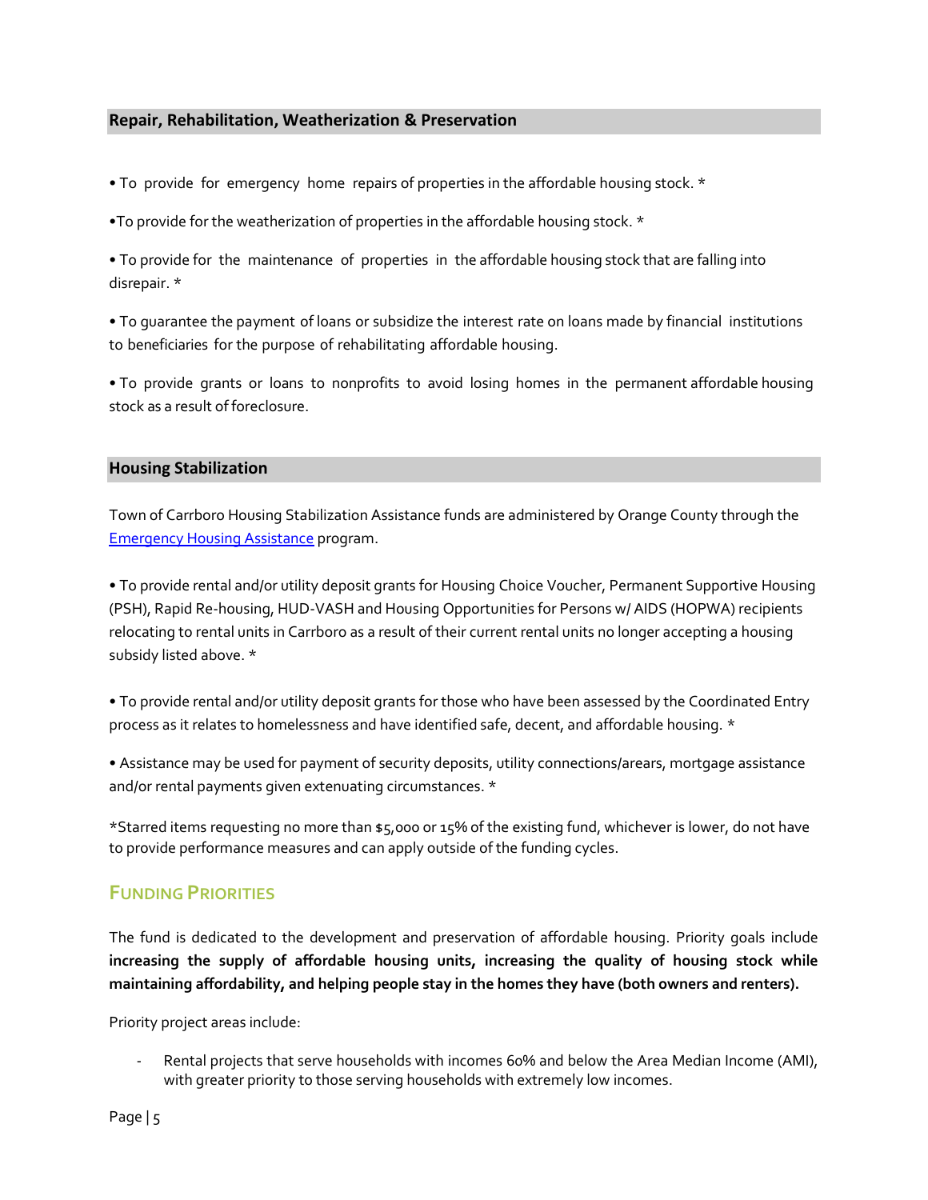### Repair, Rehabilitation, Weatherization & Preservation

- To provide for emergency home repairs of properties in the affordable housing stock. *
- To provide for the weatherization of properties in the affordable housing stock. *
- To provide for the maintenance of properties in the affordable housing stock that are falling into disrepair. *
- To guarantee the payment of loans or subsidize the interest rate on loans made by financial institutions to beneficiaries for the purpose of rehabilitating affordable housing.
- To provide grants or loans to nonprofits to avoid losing homes in the permanent affordable housing stock as a result of foreclosure.

### Housing Stabilization

Town of Carrboro Housing Stabilization Assistance funds are administered by Orange County through the [Emergency Housing Assistance](#) program.

- To provide rental and/or utility deposit grants for Housing Choice Voucher, Permanent Supportive Housing (PSH), Rapid Re-housing, HUD-VASH and Housing Opportunities for Persons w/ AIDS (HOPWA) recipients relocating to rental units in Carrboro as a result of their current rental units no longer accepting a housing subsidy listed above. *
- To provide rental and/or utility deposit grants for those who have been assessed by the Coordinated Entry process as it relates to homelessness and have identified safe, decent, and affordable housing. *
- Assistance may be used for payment of security deposits, utility connections/arears, mortgage assistance and/or rental payments given extenuating circumstances. *

*Starred items requesting no more than $5,000 or 15% of the existing fund, whichever is lower, do not have to provide performance measures and can apply outside of the funding cycles.

## Funding Priorities

The fund is dedicated to the development and preservation of affordable housing. Priority goals include **increasing the supply of affordable housing units, increasing the quality of housing stock while maintaining affordability, and helping people stay in the homes they have (both owners and renters).**

Priority project areas include:

- Rental projects that serve households with incomes 60% and below the Area Median Income (AMI), with greater priority to those serving households with extremely low incomes.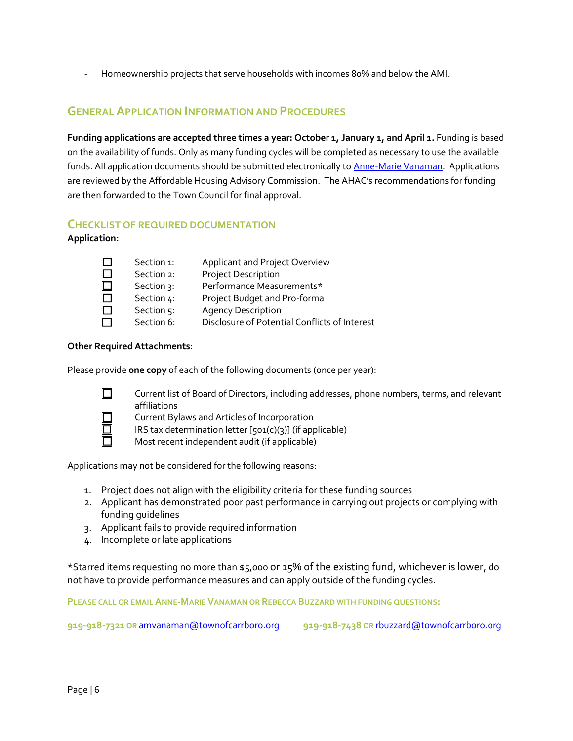- Homeownership projects that serve households with incomes 80% and below the AMI.

## General Application Information and Procedures

**Funding applications are accepted three times a year: October 1, January 1, and April 1.** Funding is based on the availability of funds. Only as many funding cycles will be completed as necessary to use the available funds. All application documents should be submitted electronically to Anne-Marie Vanaman. Applications are reviewed by the Affordable Housing Advisory Commission. The AHAC's recommendations for funding are then forwarded to the Town Council for final approval.

## Checklist of Required Documentation

**Application:**

- ☐ Section 1: Applicant and Project Overview
- ☐ Section 2: Project Description
- ☐ Section 3: Performance Measurements*
- ☐ Section 4: Project Budget and Pro-forma
- ☐ Section 5: Agency Description
- ☐ Section 6: Disclosure of Potential Conflicts of Interest

**Other Required Attachments:**

Please provide **one copy** of each of the following documents (once per year):

- ☐ Current list of Board of Directors, including addresses, phone numbers, terms, and relevant affiliations
- ☐ Current Bylaws and Articles of Incorporation
- ☐ IRS tax determination letter [501(c)(3)] (if applicable)
- ☐ Most recent independent audit (if applicable)

Applications may not be considered for the following reasons:

1. Project does not align with the eligibility criteria for these funding sources
2. Applicant has demonstrated poor past performance in carrying out projects or complying with funding guidelines
3. Applicant fails to provide required information
4. Incomplete or late applications

*Starred items requesting no more than $5,000 or 15% of the existing fund, whichever is lower, do not have to provide performance measures and can apply outside of the funding cycles.

**Please call or email Anne-Marie Vanaman or Rebecca Buzzard with funding questions:**

**919-918-7321** or amvanaman@townofcarrboro.org     **919-918-7438** or rbuzzard@townofcarrboro.org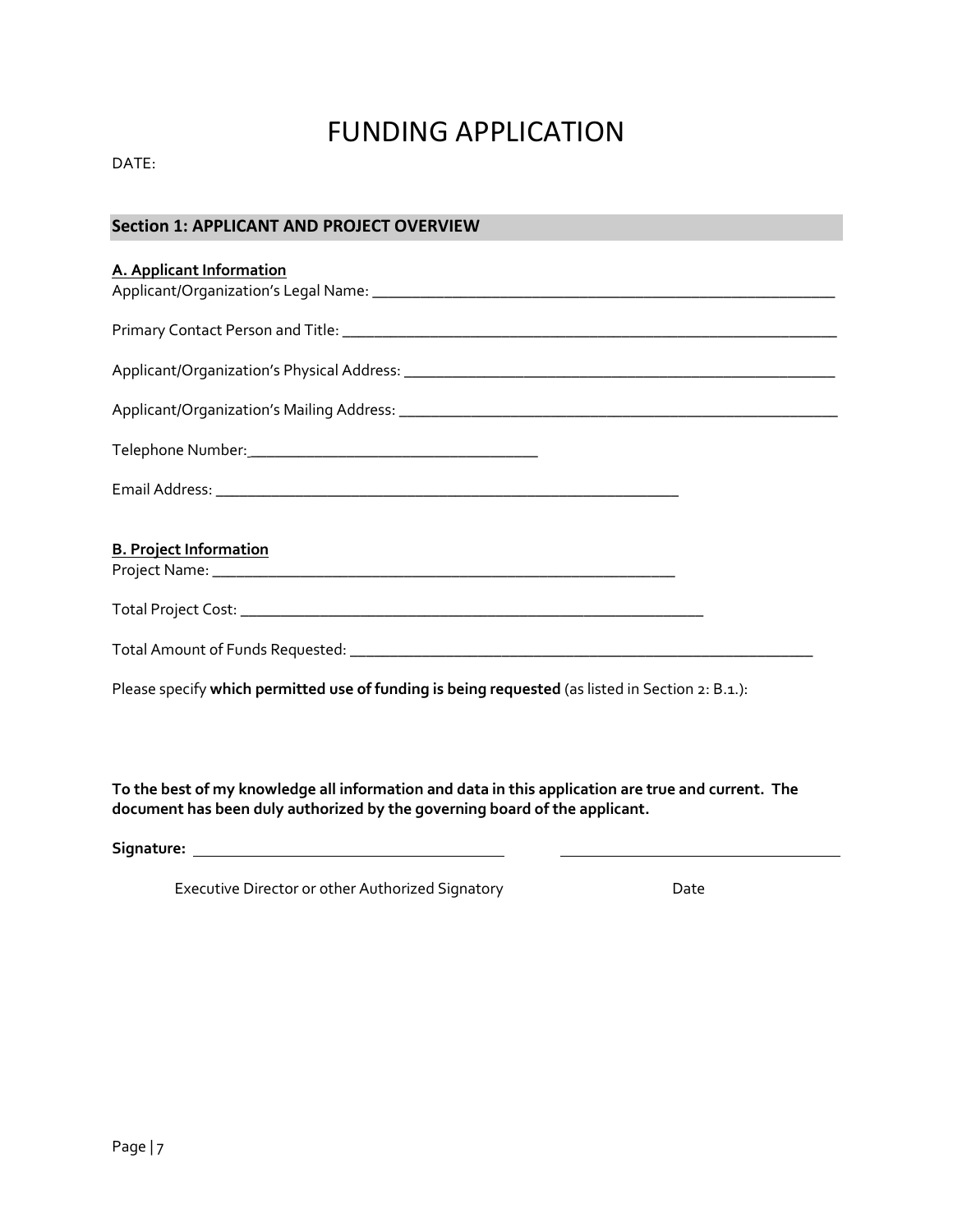# FUNDING APPLICATION

DATE:

## Section 1: APPLICANT AND PROJECT OVERVIEW

**A. Applicant Information**

Applicant/Organization's Legal Name: ____________________________________________

Primary Contact Person and Title: ____________________________________________

Applicant/Organization's Physical Address: ____________________________________________

Applicant/Organization's Mailing Address: ____________________________________________

Telephone Number: ______________________________

Email Address: ____________________________________________

**B. Project Information**

Project Name: ____________________________________________

Total Project Cost: ____________________________________________

Total Amount of Funds Requested: ____________________________________________

Please specify **which permitted use of funding is being requested** (as listed in Section 2: B.1.):

**To the best of my knowledge all information and data in this application are true and current. The document has been duly authorized by the governing board of the applicant.**

**Signature:** ______________________________ ______________________________

Executive Director or other Authorized Signatory Date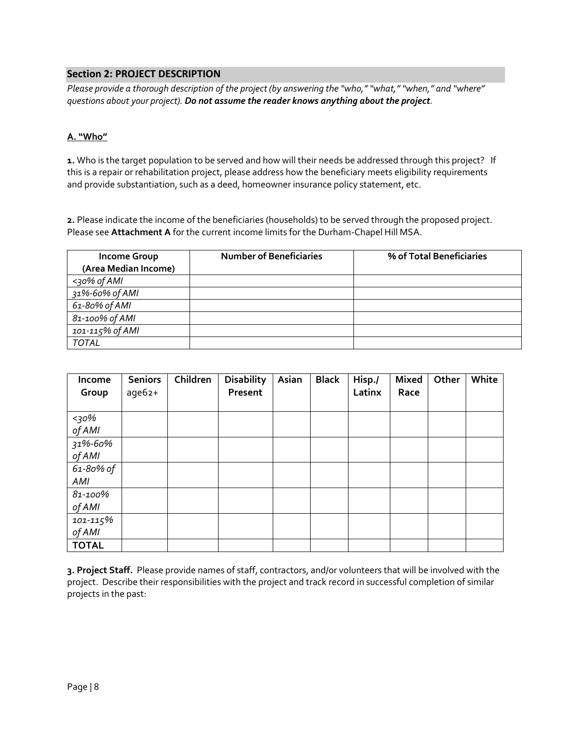## Section 2: PROJECT DESCRIPTION

*Please provide a thorough description of the project (by answering the "who," "what," "when," and "where" questions about your project).* ***Do not assume the reader knows anything about the project.***

### A. "Who"

**1.** Who is the target population to be served and how will their needs be addressed through this project? If this is a repair or rehabilitation project, please address how the beneficiary meets eligibility requirements and provide substantiation, such as a deed, homeowner insurance policy statement, etc.

**2.** Please indicate the income of the beneficiaries (households) to be served through the proposed project. Please see **Attachment A** for the current income limits for the Durham-Chapel Hill MSA.

| Income Group (Area Median Income) | Number of Beneficiaries | % of Total Beneficiaries |
|---|---|---|
| *<30% of AMI* | | |
| *31%-60% of AMI* | | |
| *61-80% of AMI* | | |
| *81-100% of AMI* | | |
| *101-115% of AMI* | | |
| *TOTAL* | | |

| Income Group | Seniors age62+ | Children | Disability Present | Asian | Black | Hisp./ Latinx | Mixed Race | Other | White |
|---|---|---|---|---|---|---|---|---|---|
| *<30% of AMI* | | | | | | | | | |
| *31%-60% of AMI* | | | | | | | | | |
| *61-80% of AMI* | | | | | | | | | |
| *81-100% of AMI* | | | | | | | | | |
| *101-115% of AMI* | | | | | | | | | |
| **TOTAL** | | | | | | | | | |

**3. Project Staff.** Please provide names of staff, contractors, and/or volunteers that will be involved with the project. Describe their responsibilities with the project and track record in successful completion of similar projects in the past: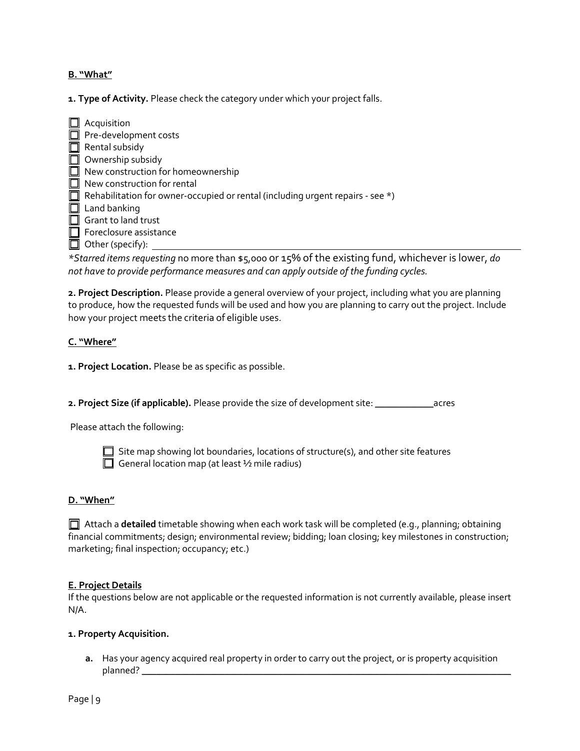**B. "What"**

**1. Type of Activity.** Please check the category under which your project falls.

- ☐ Acquisition
- ☐ Pre-development costs
- ☐ Rental subsidy
- ☐ Ownership subsidy
- ☐ New construction for homeownership
- ☐ New construction for rental
- ☐ Rehabilitation for owner-occupied or rental (including urgent repairs - see *)
- ☐ Land banking
- ☐ Grant to land trust
- ☐ Foreclosure assistance
- ☐ Other (specify): ______________________________

**Starred items requesting* no more than $5,000 or 15% of the existing fund, whichever is lower, *do not have to provide performance measures and can apply outside of the funding cycles.*

**2. Project Description.** Please provide a general overview of your project, including what you are planning to produce, how the requested funds will be used and how you are planning to carry out the project. Include how your project meets the criteria of eligible uses.

**C. "Where"**

**1. Project Location.** Please be as specific as possible.

**2. Project Size (if applicable).** Please provide the size of development site: ____________acres

Please attach the following:

- ☐ Site map showing lot boundaries, locations of structure(s), and other site features
- ☐ General location map (at least ½ mile radius)

**D. "When"**

☐ Attach a **detailed** timetable showing when each work task will be completed (e.g., planning; obtaining financial commitments; design; environmental review; bidding; loan closing; key milestones in construction; marketing; final inspection; occupancy; etc.)

**E. Project Details**

If the questions below are not applicable or the requested information is not currently available, please insert N/A.

**1. Property Acquisition.**

**a.** Has your agency acquired real property in order to carry out the project, or is property acquisition planned? ______________________________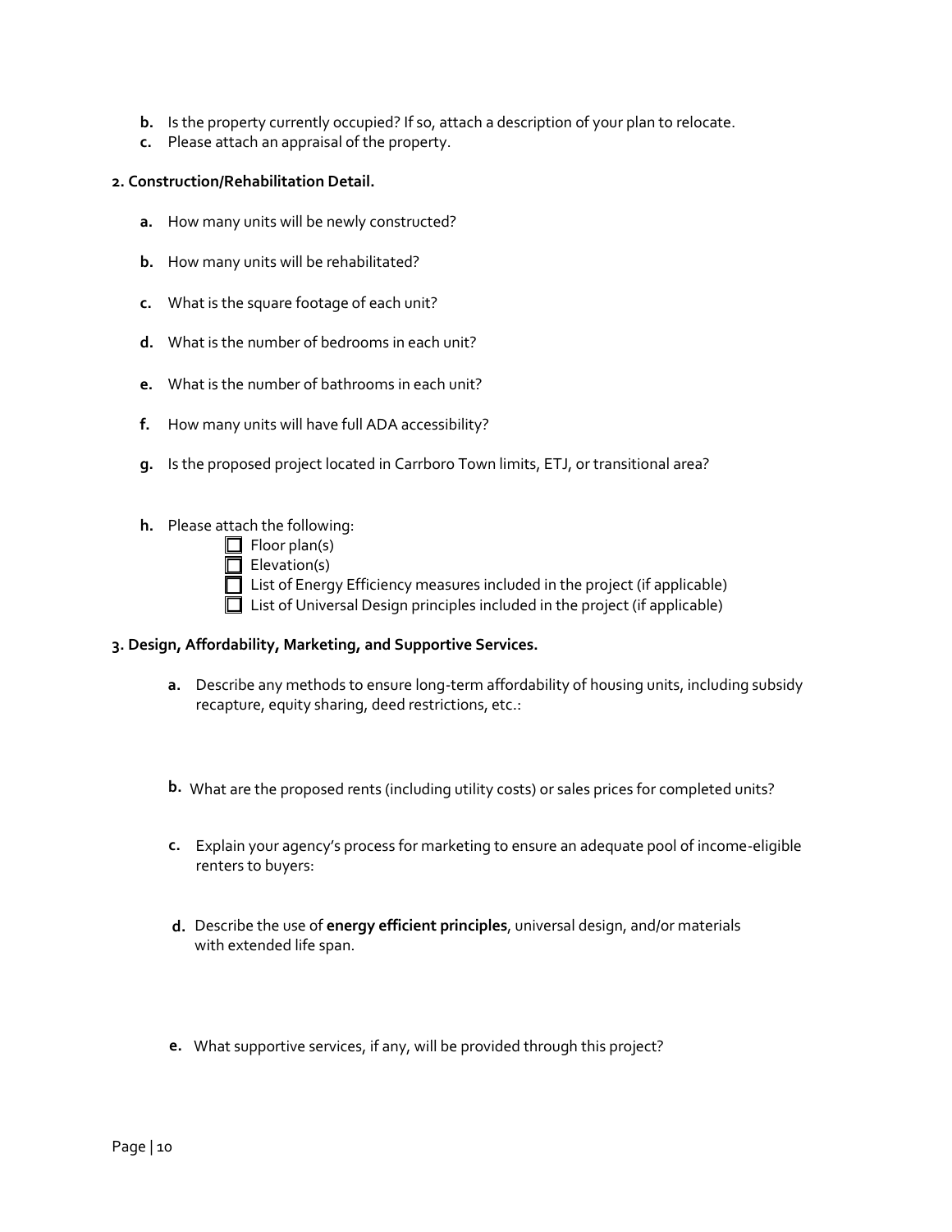**b.** Is the property currently occupied? If so, attach a description of your plan to relocate.
**c.** Please attach an appraisal of the property.

**2. Construction/Rehabilitation Detail.**

**a.** How many units will be newly constructed?

**b.** How many units will be rehabilitated?

**c.** What is the square footage of each unit?

**d.** What is the number of bedrooms in each unit?

**e.** What is the number of bathrooms in each unit?

**f.** How many units will have full ADA accessibility?

**g.** Is the proposed project located in Carrboro Town limits, ETJ, or transitional area?

**h.** Please attach the following:

- ☐ Floor plan(s)
- ☐ Elevation(s)
- ☐ List of Energy Efficiency measures included in the project (if applicable)
- ☐ List of Universal Design principles included in the project (if applicable)

**3. Design, Affordability, Marketing, and Supportive Services.**

**a.** Describe any methods to ensure long-term affordability of housing units, including subsidy recapture, equity sharing, deed restrictions, etc.:

**b.** What are the proposed rents (including utility costs) or sales prices for completed units?

**c.** Explain your agency's process for marketing to ensure an adequate pool of income-eligible renters to buyers:

**d.** Describe the use of **energy efficient principles**, universal design, and/or materials with extended life span.

**e.** What supportive services, if any, will be provided through this project?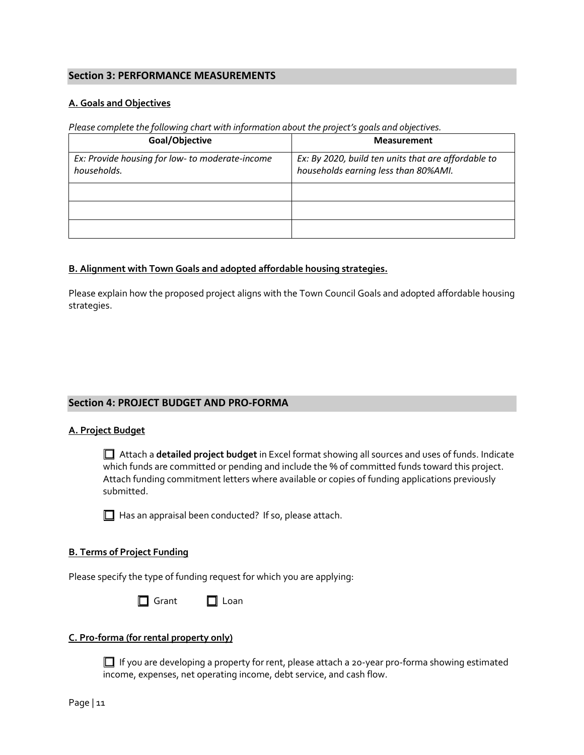## Section 3: PERFORMANCE MEASUREMENTS

### A. Goals and Objectives

*Please complete the following chart with information about the project's goals and objectives.*

| Goal/Objective | Measurement |
|---|---|
| *Ex: Provide housing for low- to moderate-income households.* | *Ex: By 2020, build ten units that are affordable to households earning less than 80%AMI.* |
| | |
| | |
| | |

### B. Alignment with Town Goals and adopted affordable housing strategies.

Please explain how the proposed project aligns with the Town Council Goals and adopted affordable housing strategies.

## Section 4: PROJECT BUDGET AND PRO-FORMA

### A. Project Budget

☐ Attach a **detailed project budget** in Excel format showing all sources and uses of funds. Indicate which funds are committed or pending and include the % of committed funds toward this project. Attach funding commitment letters where available or copies of funding applications previously submitted.

☐ Has an appraisal been conducted? If so, please attach.

### B. Terms of Project Funding

Please specify the type of funding request for which you are applying:

☐ Grant ☐ Loan

### C. Pro-forma (for rental property only)

☐ If you are developing a property for rent, please attach a 20-year pro-forma showing estimated income, expenses, net operating income, debt service, and cash flow.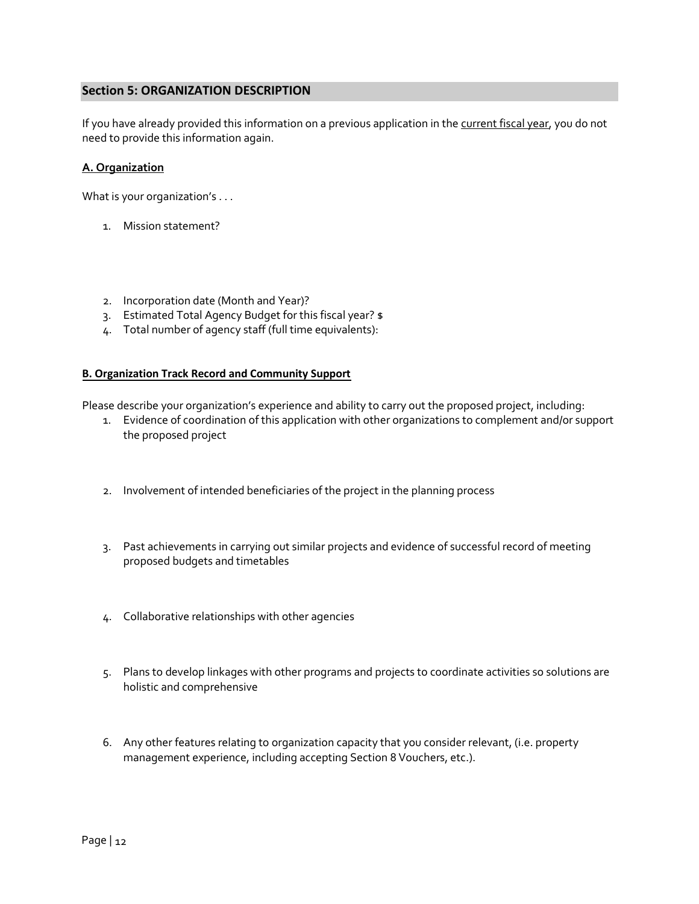## Section 5: ORGANIZATION DESCRIPTION

If you have already provided this information on a previous application in the current fiscal year, you do not need to provide this information again.

### A. Organization

What is your organization's . . .

1. Mission statement?

2. Incorporation date (Month and Year)?
3. Estimated Total Agency Budget for this fiscal year? $
4. Total number of agency staff (full time equivalents):

### B. Organization Track Record and Community Support

Please describe your organization's experience and ability to carry out the proposed project, including:

1. Evidence of coordination of this application with other organizations to complement and/or support the proposed project

2. Involvement of intended beneficiaries of the project in the planning process

3. Past achievements in carrying out similar projects and evidence of successful record of meeting proposed budgets and timetables

4. Collaborative relationships with other agencies

5. Plans to develop linkages with other programs and projects to coordinate activities so solutions are holistic and comprehensive

6. Any other features relating to organization capacity that you consider relevant, (i.e. property management experience, including accepting Section 8 Vouchers, etc.).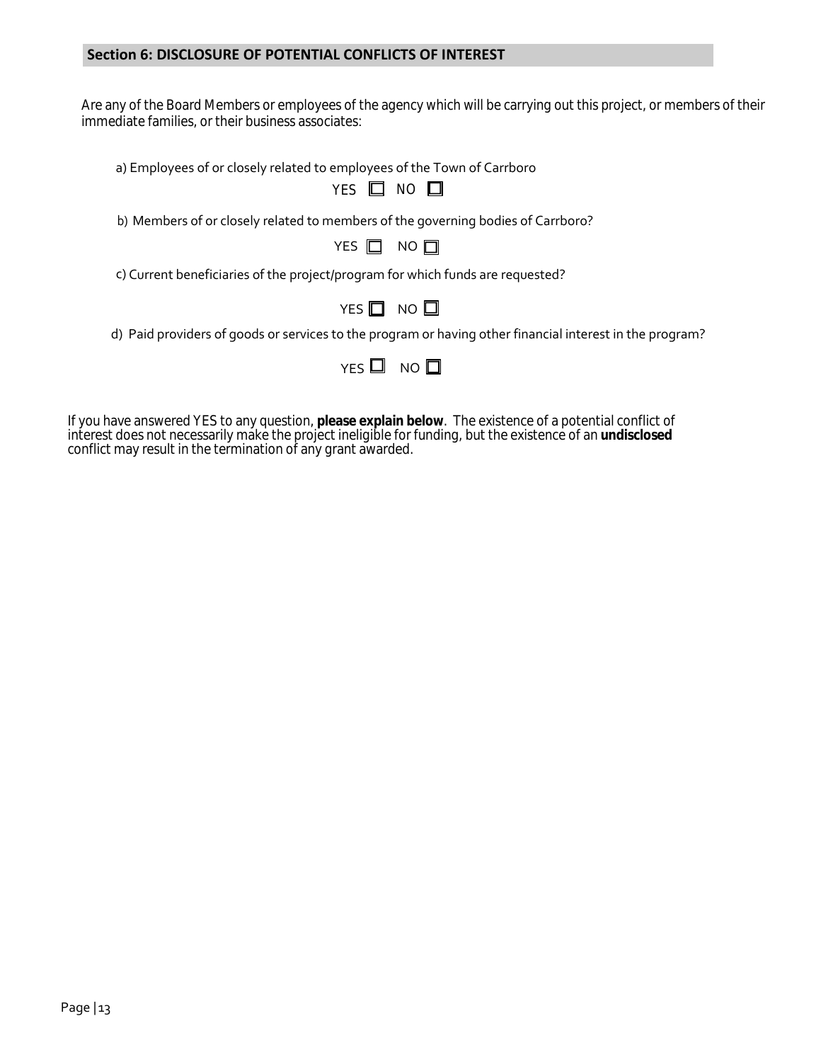## Section 6: DISCLOSURE OF POTENTIAL CONFLICTS OF INTEREST

Are any of the Board Members or employees of the agency which will be carrying out this project, or members of their immediate families, or their business associates:

a) Employees of or closely related to employees of the Town of Carrboro

YES ☐ NO ☐

b) Members of or closely related to members of the governing bodies of Carrboro?

YES ☐ NO ☐

c) Current beneficiaries of the project/program for which funds are requested?

YES ☐ NO ☐

d) Paid providers of goods or services to the program or having other financial interest in the program?

YES ☐ NO ☐

If you have answered YES to any question, **please explain below**. The existence of a potential conflict of interest does not necessarily make the project ineligible for funding, but the existence of an **undisclosed** conflict may result in the termination of any grant awarded.